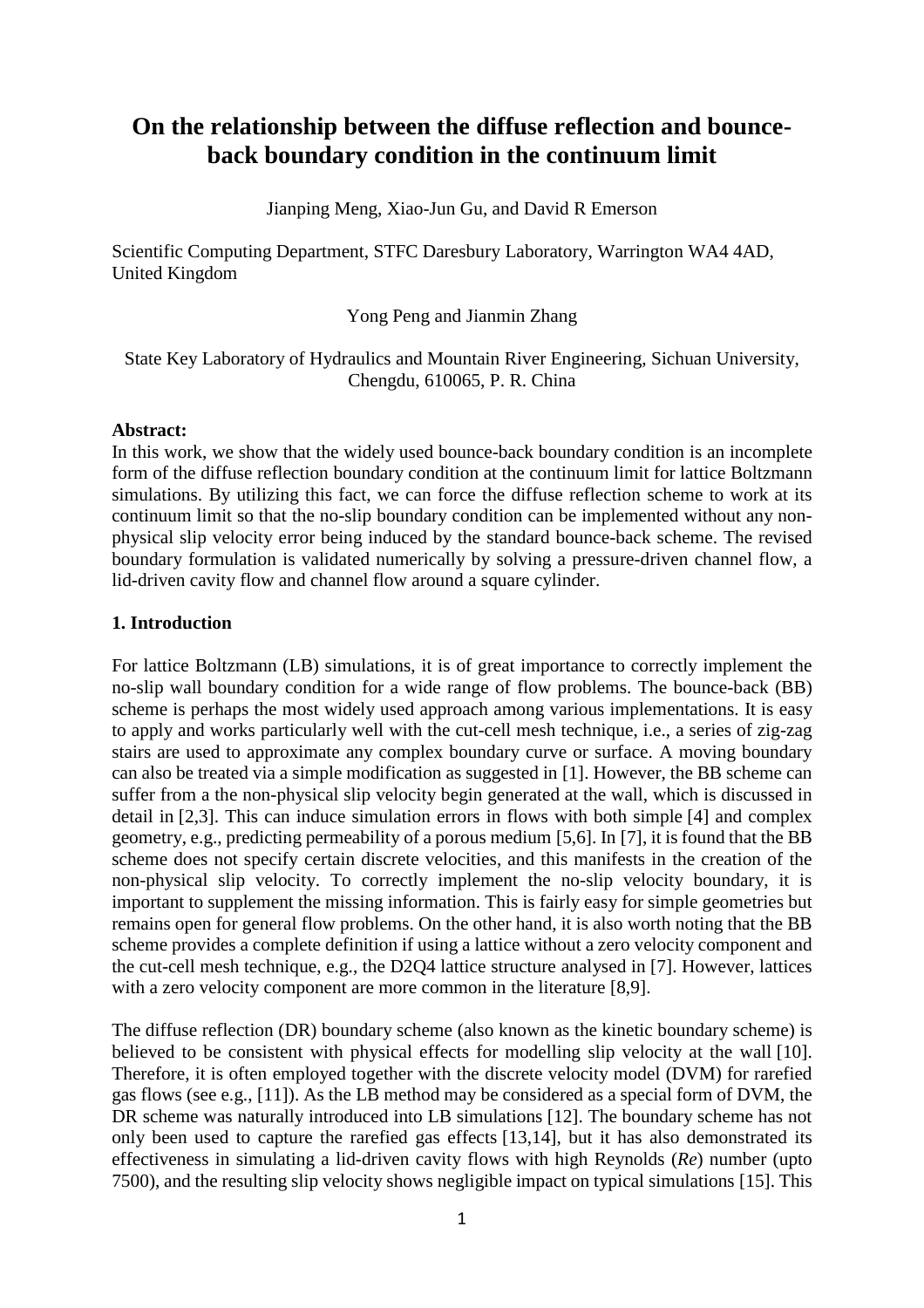# On the relationship between the diffuse reflection and bounce-back boundary condition in the continuum limit

Jianping Meng, Xiao-Jun Gu, and David R Emerson

Scientific Computing Department, STFC Daresbury Laboratory, Warrington WA4 4AD, United Kingdom

Yong Peng and Jianmin Zhang

State Key Laboratory of Hydraulics and Mountain River Engineering, Sichuan University, Chengdu, 610065, P. R. China

**Abstract:**

In this work, we show that the widely used bounce-back boundary condition is an incomplete form of the diffuse reflection boundary condition at the continuum limit for lattice Boltzmann simulations. By utilizing this fact, we can force the diffuse reflection scheme to work at its continuum limit so that the no-slip boundary condition can be implemented without any non-physical slip velocity error being induced by the standard bounce-back scheme. The revised boundary formulation is validated numerically by solving a pressure-driven channel flow, a lid-driven cavity flow and channel flow around a square cylinder.

## 1. Introduction

For lattice Boltzmann (LB) simulations, it is of great importance to correctly implement the no-slip wall boundary condition for a wide range of flow problems. The bounce-back (BB) scheme is perhaps the most widely used approach among various implementations. It is easy to apply and works particularly well with the cut-cell mesh technique, i.e., a series of zig-zag stairs are used to approximate any complex boundary curve or surface. A moving boundary can also be treated via a simple modification as suggested in [1]. However, the BB scheme can suffer from a the non-physical slip velocity begin generated at the wall, which is discussed in detail in [2,3]. This can induce simulation errors in flows with both simple [4] and complex geometry, e.g., predicting permeability of a porous medium [5,6]. In [7], it is found that the BB scheme does not specify certain discrete velocities, and this manifests in the creation of the non-physical slip velocity. To correctly implement the no-slip velocity boundary, it is important to supplement the missing information. This is fairly easy for simple geometries but remains open for general flow problems. On the other hand, it is also worth noting that the BB scheme provides a complete definition if using a lattice without a zero velocity component and the cut-cell mesh technique, e.g., the D2Q4 lattice structure analysed in [7]. However, lattices with a zero velocity component are more common in the literature [8,9].

The diffuse reflection (DR) boundary scheme (also known as the kinetic boundary scheme) is believed to be consistent with physical effects for modelling slip velocity at the wall [10]. Therefore, it is often employed together with the discrete velocity model (DVM) for rarefied gas flows (see e.g., [11]). As the LB method may be considered as a special form of DVM, the DR scheme was naturally introduced into LB simulations [12]. The boundary scheme has not only been used to capture the rarefied gas effects [13,14], but it has also demonstrated its effectiveness in simulating a lid-driven cavity flows with high Reynolds (*Re*) number (upto 7500), and the resulting slip velocity shows negligible impact on typical simulations [15]. This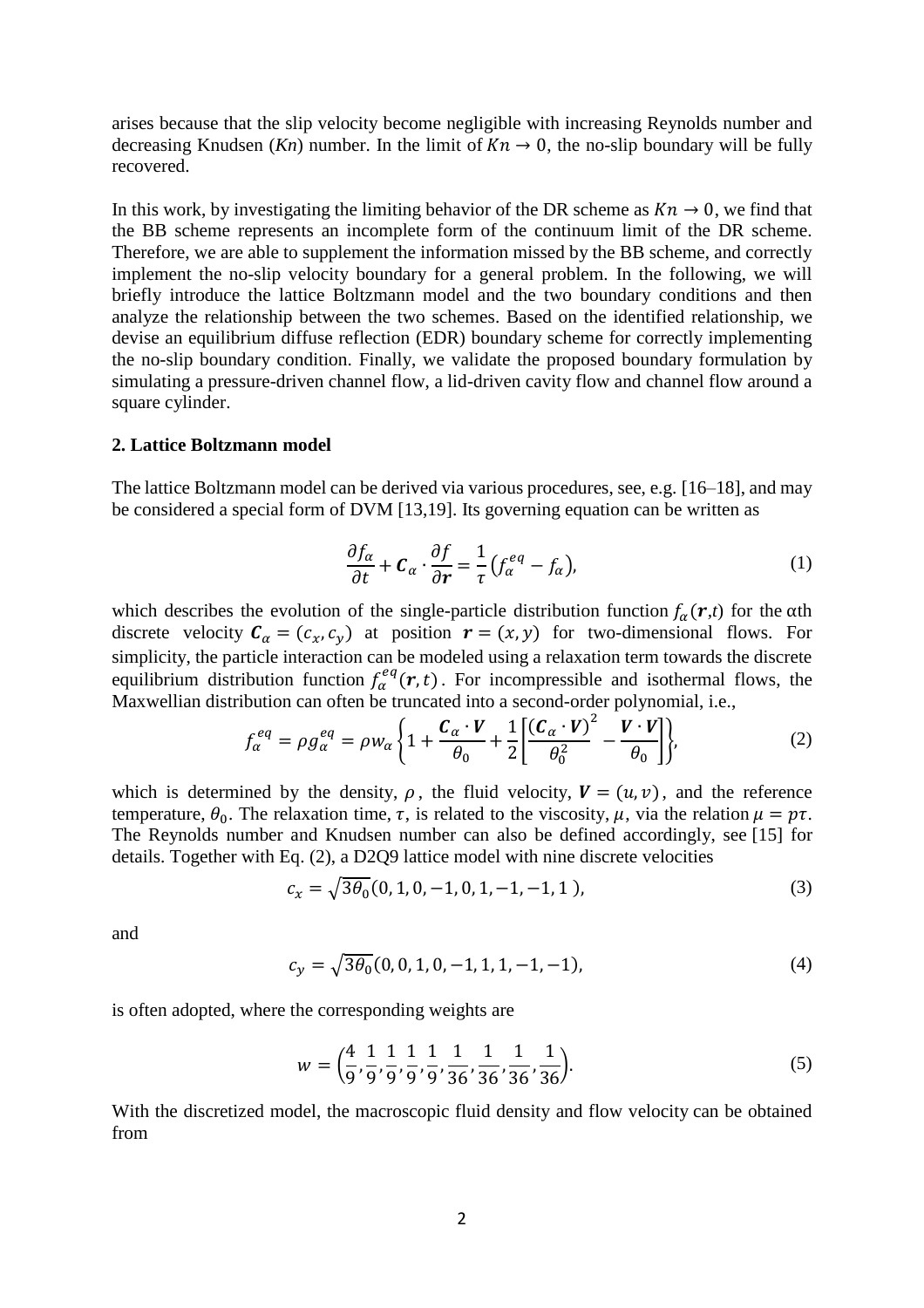arises because that the slip velocity become negligible with increasing Reynolds number and decreasing Knudsen (*Kn*) number. In the limit of $Kn \to 0$, the no-slip boundary will be fully recovered.

In this work, by investigating the limiting behavior of the DR scheme as $Kn \to 0$, we find that the BB scheme represents an incomplete form of the continuum limit of the DR scheme. Therefore, we are able to supplement the information missed by the BB scheme, and correctly implement the no-slip velocity boundary for a general problem. In the following, we will briefly introduce the lattice Boltzmann model and the two boundary conditions and then analyze the relationship between the two schemes. Based on the identified relationship, we devise an equilibrium diffuse reflection (EDR) boundary scheme for correctly implementing the no-slip boundary condition. Finally, we validate the proposed boundary formulation by simulating a pressure-driven channel flow, a lid-driven cavity flow and channel flow around a square cylinder.

## 2. Lattice Boltzmann model

The lattice Boltzmann model can be derived via various procedures, see, e.g. [16–18], and may be considered a special form of DVM [13,19]. Its governing equation can be written as

$$\frac{\partial f_\alpha}{\partial t} + \boldsymbol{C}_\alpha \cdot \frac{\partial f}{\partial \boldsymbol{r}} = \frac{1}{\tau}\left(f_\alpha^{eq} - f_\alpha\right), \tag{1}$$

which describes the evolution of the single-particle distribution function $f_\alpha(\boldsymbol{r},t)$ for the αth discrete velocity $\boldsymbol{C}_\alpha = (c_x, c_y)$ at position $\boldsymbol{r} = (x, y)$ for two-dimensional flows. For simplicity, the particle interaction can be modeled using a relaxation term towards the discrete equilibrium distribution function $f_\alpha^{eq}(\boldsymbol{r}, t)$. For incompressible and isothermal flows, the Maxwellian distribution can often be truncated into a second-order polynomial, i.e.,

$$f_\alpha^{eq} = \rho g_\alpha^{eq} = \rho w_\alpha \left\{1 + \frac{\boldsymbol{C}_\alpha \cdot \boldsymbol{V}}{\theta_0} + \frac{1}{2}\left[\frac{\left(\boldsymbol{C}_\alpha \cdot \boldsymbol{V}\right)^2}{\theta_0^2} - \frac{\boldsymbol{V} \cdot \boldsymbol{V}}{\theta_0}\right]\right\}, \tag{2}$$

which is determined by the density, $\rho$, the fluid velocity, $\boldsymbol{V} = (u, v)$, and the reference temperature, $\theta_0$. The relaxation time, $\tau$, is related to the viscosity, $\mu$, via the relation $\mu = p\tau$. The Reynolds number and Knudsen number can also be defined accordingly, see [15] for details. Together with Eq. (2), a D2Q9 lattice model with nine discrete velocities

$$c_x = \sqrt{3\theta_0}(0, 1, 0, -1, 0, 1, -1, -1, 1), \tag{3}$$

and

$$c_y = \sqrt{3\theta_0}(0, 0, 1, 0, -1, 1, 1, -1, -1), \tag{4}$$

is often adopted, where the corresponding weights are

$$w = \left(\frac{4}{9}, \frac{1}{9}, \frac{1}{9}, \frac{1}{9}, \frac{1}{9}, \frac{1}{36}, \frac{1}{36}, \frac{1}{36}, \frac{1}{36}\right). \tag{5}$$

With the discretized model, the macroscopic fluid density and flow velocity can be obtained from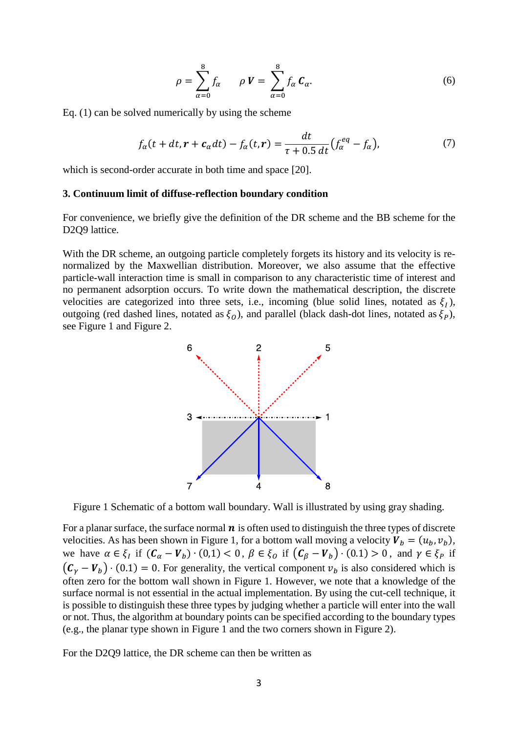$$\rho = \sum_{\alpha=0}^{8} f_\alpha \qquad \rho \boldsymbol{V} = \sum_{\alpha=0}^{8} f_\alpha \boldsymbol{C}_\alpha. \tag{6}$$

Eq. (1) can be solved numerically by using the scheme

$$f_\alpha(t + dt, \boldsymbol{r} + \boldsymbol{c}_\alpha dt) - f_\alpha(t, \boldsymbol{r}) = \frac{dt}{\tau + 0.5\, dt}\left(f_\alpha^{eq} - f_\alpha\right), \tag{7}$$

which is second-order accurate in both time and space [20].

### 3. Continuum limit of diffuse-reflection boundary condition

For convenience, we briefly give the definition of the DR scheme and the BB scheme for the D2Q9 lattice.

With the DR scheme, an outgoing particle completely forgets its history and its velocity is re-normalized by the Maxwellian distribution. Moreover, we also assume that the effective particle-wall interaction time is small in comparison to any characteristic time of interest and no permanent adsorption occurs. To write down the mathematical description, the discrete velocities are categorized into three sets, i.e., incoming (blue solid lines, notated as $\xi_I$), outgoing (red dashed lines, notated as $\xi_O$), and parallel (black dash-dot lines, notated as $\xi_P$), see Figure 1 and Figure 2.

Figure 1 Schematic of a bottom wall boundary. Wall is illustrated by using gray shading.

For a planar surface, the surface normal $\boldsymbol{n}$ is often used to distinguish the three types of discrete velocities. As has been shown in Figure 1, for a bottom wall moving a velocity $\boldsymbol{V}_b = (u_b, v_b)$, we have $\alpha \in \xi_I$ if $(\boldsymbol{C}_\alpha - \boldsymbol{V}_b)\cdot(0{,}1) < 0$, $\beta \in \xi_O$ if $\left(\boldsymbol{C}_\beta - \boldsymbol{V}_b\right)\cdot(0.1) > 0$, and $\gamma \in \xi_P$ if $\left(\boldsymbol{C}_\gamma - \boldsymbol{V}_b\right)\cdot(0.1) = 0$. For generality, the vertical component $v_b$ is also considered which is often zero for the bottom wall shown in Figure 1. However, we note that a knowledge of the surface normal is not essential in the actual implementation. By using the cut-cell technique, it is possible to distinguish these three types by judging whether a particle will enter into the wall or not. Thus, the algorithm at boundary points can be specified according to the boundary types (e.g., the planar type shown in Figure 1 and the two corners shown in Figure 2).

For the D2Q9 lattice, the DR scheme can then be written as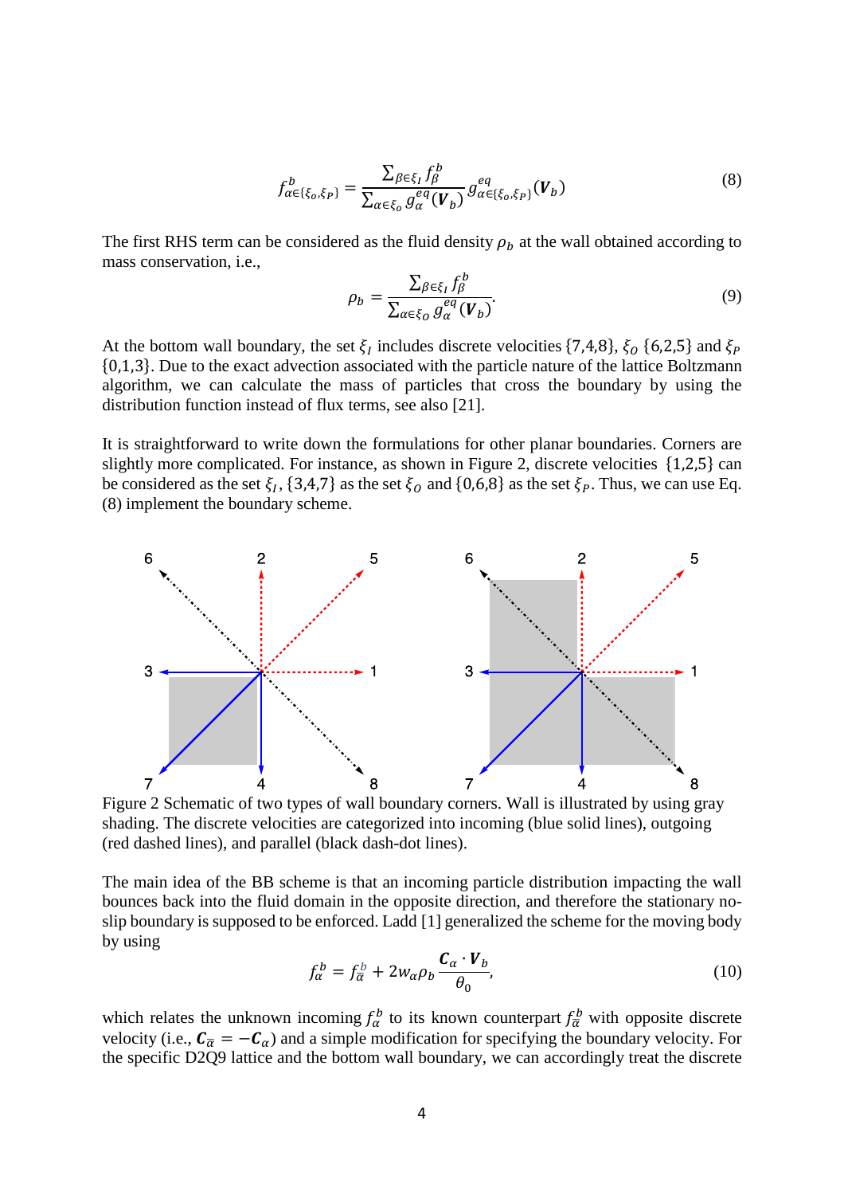$$f^b_{\alpha\in\{\xi_O,\xi_P\}} = \frac{\sum_{\beta\in\xi_I} f^b_\beta}{\sum_{\alpha\in\xi_O} g^{eq}_\alpha(\boldsymbol{V}_b)} g^{eq}_{\alpha\in\{\xi_O,\xi_P\}}(\boldsymbol{V}_b) \tag{8}$$

The first RHS term can be considered as the fluid density $\rho_b$ at the wall obtained according to mass conservation, i.e.,

$$\rho_b = \frac{\sum_{\beta\in\xi_I} f^b_\beta}{\sum_{\alpha\in\xi_O} g^{eq}_\alpha(\boldsymbol{V}_b)}. \tag{9}$$

At the bottom wall boundary, the set $\xi_I$ includes discrete velocities {7,4,8}, $\xi_O$ {6,2,5} and $\xi_P$ {0,1,3}. Due to the exact advection associated with the particle nature of the lattice Boltzmann algorithm, we can calculate the mass of particles that cross the boundary by using the distribution function instead of flux terms, see also [21].

It is straightforward to write down the formulations for other planar boundaries. Corners are slightly more complicated. For instance, as shown in Figure 2, discrete velocities {1,2,5} can be considered as the set $\xi_I$, {3,4,7} as the set $\xi_O$ and {0,6,8} as the set $\xi_P$. Thus, we can use Eq. (8) implement the boundary scheme.

Figure 2 Schematic of two types of wall boundary corners. Wall is illustrated by using gray shading. The discrete velocities are categorized into incoming (blue solid lines), outgoing (red dashed lines), and parallel (black dash-dot lines).

The main idea of the BB scheme is that an incoming particle distribution impacting the wall bounces back into the fluid domain in the opposite direction, and therefore the stationary no-slip boundary is supposed to be enforced. Ladd [1] generalized the scheme for the moving body by using

$$f^b_\alpha = f^b_{\bar{\alpha}} + 2w_\alpha\rho_b \frac{\boldsymbol{C}_\alpha \cdot \boldsymbol{V}_b}{\theta_0}, \tag{10}$$

which relates the unknown incoming $f^b_\alpha$ to its known counterpart $f^b_{\bar{\alpha}}$ with opposite discrete velocity (i.e., $\boldsymbol{C}_{\bar{\alpha}} = -\boldsymbol{C}_\alpha$) and a simple modification for specifying the boundary velocity. For the specific D2Q9 lattice and the bottom wall boundary, we can accordingly treat the discrete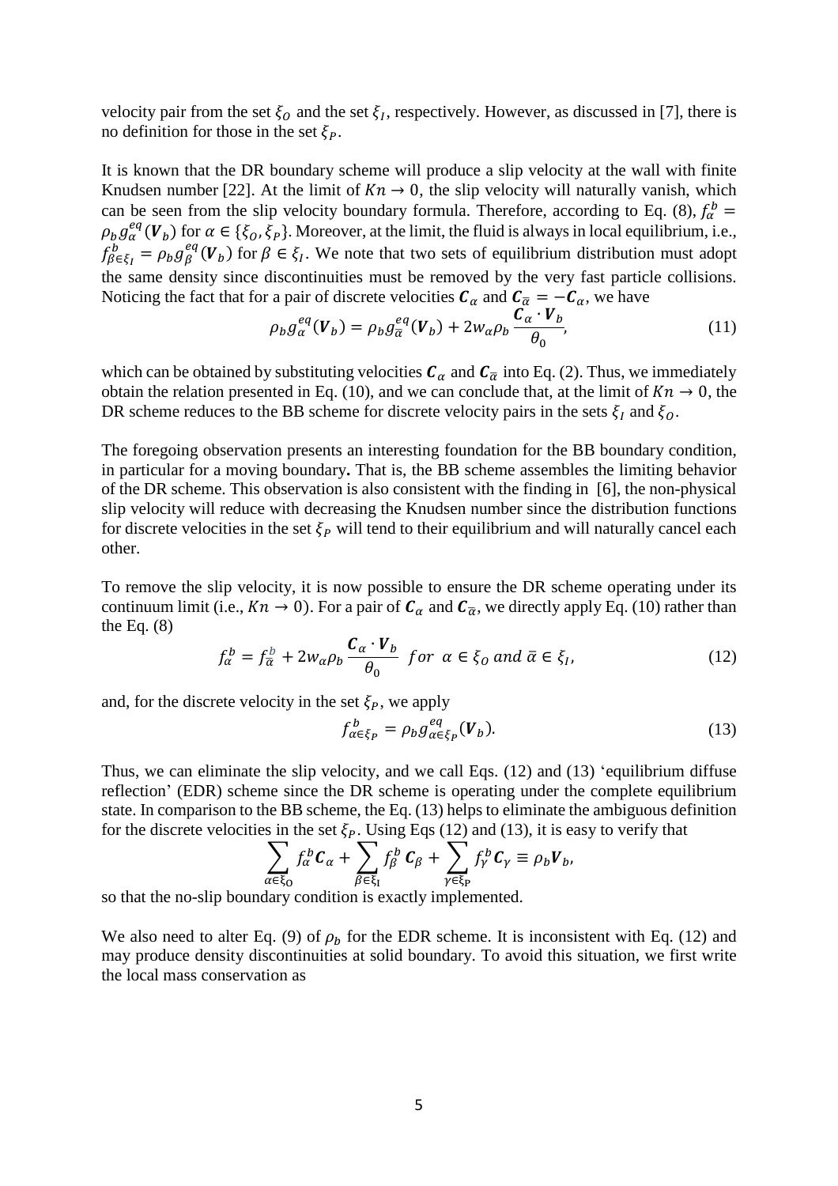velocity pair from the set $\xi_O$ and the set $\xi_I$, respectively. However, as discussed in [7], there is no definition for those in the set $\xi_P$.

It is known that the DR boundary scheme will produce a slip velocity at the wall with finite Knudsen number [22]. At the limit of $Kn \to 0$, the slip velocity will naturally vanish, which can be seen from the slip velocity boundary formula. Therefore, according to Eq. (8), $f_\alpha^b = \rho_b g_\alpha^{eq}(\boldsymbol{V}_b)$ for $\alpha \in \{\xi_O, \xi_P\}$. Moreover, at the limit, the fluid is always in local equilibrium, i.e., $f_{\beta\in\xi_I}^b = \rho_b g_\beta^{eq}(\boldsymbol{V}_b)$ for $\beta \in \xi_I$. We note that two sets of equilibrium distribution must adopt the same density since discontinuities must be removed by the very fast particle collisions. Noticing the fact that for a pair of discrete velocities $\boldsymbol{C}_\alpha$ and $\boldsymbol{C}_{\bar{\alpha}} = -\boldsymbol{C}_\alpha$, we have

$$\rho_b g_\alpha^{eq}(\boldsymbol{V}_b) = \rho_b g_{\bar{\alpha}}^{eq}(\boldsymbol{V}_b) + 2w_\alpha \rho_b \frac{\boldsymbol{C}_\alpha \cdot \boldsymbol{V}_b}{\theta_0}, \tag{11}$$

which can be obtained by substituting velocities $\boldsymbol{C}_\alpha$ and $\boldsymbol{C}_{\bar{\alpha}}$ into Eq. (2). Thus, we immediately obtain the relation presented in Eq. (10), and we can conclude that, at the limit of $Kn \to 0$, the DR scheme reduces to the BB scheme for discrete velocity pairs in the sets $\xi_I$ and $\xi_O$.

The foregoing observation presents an interesting foundation for the BB boundary condition, in particular for a moving boundary**.** That is, the BB scheme assembles the limiting behavior of the DR scheme. This observation is also consistent with the finding in [6], the non-physical slip velocity will reduce with decreasing the Knudsen number since the distribution functions for discrete velocities in the set $\xi_P$ will tend to their equilibrium and will naturally cancel each other.

To remove the slip velocity, it is now possible to ensure the DR scheme operating under its continuum limit (i.e., $Kn \to 0$). For a pair of $\boldsymbol{C}_\alpha$ and $\boldsymbol{C}_{\bar{\alpha}}$, we directly apply Eq. (10) rather than the Eq. (8)

$$f_\alpha^b = f_{\bar{\alpha}}^b + 2w_\alpha \rho_b \frac{\boldsymbol{C}_\alpha \cdot \boldsymbol{V}_b}{\theta_0} \;\; for \;\; \alpha \in \xi_O \; and \; \bar{\alpha} \in \xi_I, \tag{12}$$

and, for the discrete velocity in the set $\xi_P$, we apply

$$f_{\alpha\in\xi_P}^b = \rho_b g_{\alpha\in\xi_P}^{eq}(\boldsymbol{V}_b). \tag{13}$$

Thus, we can eliminate the slip velocity, and we call Eqs. (12) and (13) 'equilibrium diffuse reflection' (EDR) scheme since the DR scheme is operating under the complete equilibrium state. In comparison to the BB scheme, the Eq. (13) helps to eliminate the ambiguous definition for the discrete velocities in the set $\xi_P$. Using Eqs (12) and (13), it is easy to verify that

$$\sum_{\alpha\in\xi_O} f_\alpha^b \boldsymbol{C}_\alpha + \sum_{\beta\in\xi_I} f_\beta^b \, \boldsymbol{C}_\beta + \sum_{\gamma\in\xi_P} f_\gamma^b \boldsymbol{C}_\gamma \equiv \rho_b \boldsymbol{V}_b,$$

so that the no-slip boundary condition is exactly implemented.

We also need to alter Eq. (9) of $\rho_b$ for the EDR scheme. It is inconsistent with Eq. (12) and may produce density discontinuities at solid boundary. To avoid this situation, we first write the local mass conservation as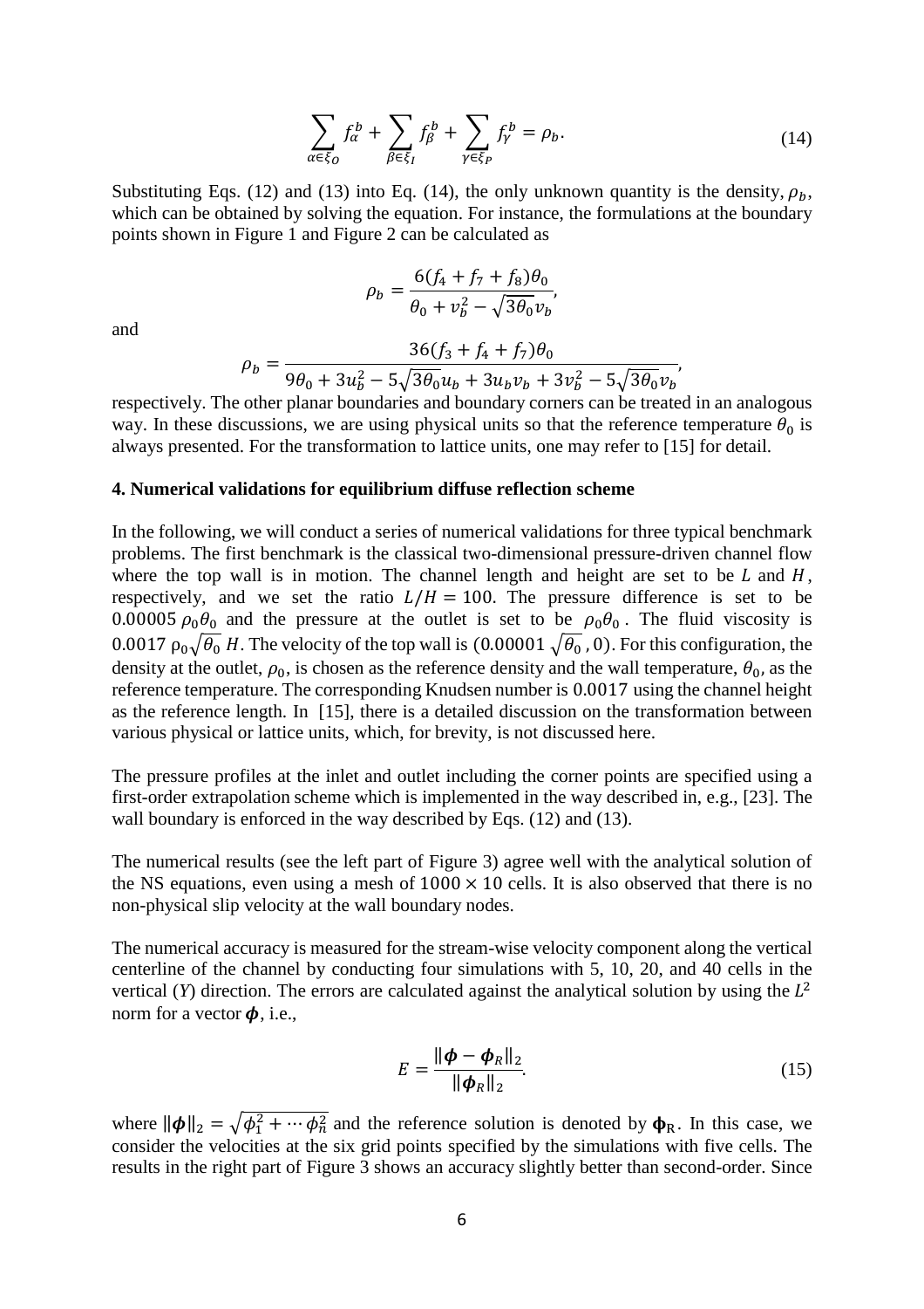$$\sum_{\alpha \in \xi_O} f_\alpha^b + \sum_{\beta \in \xi_I} f_\beta^b + \sum_{\gamma \in \xi_P} f_\gamma^b = \rho_b. \tag{14}$$

Substituting Eqs. (12) and (13) into Eq. (14), the only unknown quantity is the density, $\rho_b$, which can be obtained by solving the equation. For instance, the formulations at the boundary points shown in Figure 1 and Figure 2 can be calculated as

$$\rho_b = \frac{6(f_4 + f_7 + f_8)\theta_0}{\theta_0 + v_b^2 - \sqrt{3\theta_0}v_b},$$

and

$$\rho_b = \frac{36(f_3 + f_4 + f_7)\theta_0}{9\theta_0 + 3u_b^2 - 5\sqrt{3\theta_0}u_b + 3u_b v_b + 3v_b^2 - 5\sqrt{3\theta_0}v_b},$$

respectively. The other planar boundaries and boundary corners can be treated in an analogous way. In these discussions, we are using physical units so that the reference temperature $\theta_0$ is always presented. For the transformation to lattice units, one may refer to [15] for detail.

**4. Numerical validations for equilibrium diffuse reflection scheme**

In the following, we will conduct a series of numerical validations for three typical benchmark problems. The first benchmark is the classical two-dimensional pressure-driven channel flow where the top wall is in motion. The channel length and height are set to be $L$ and $H$, respectively, and we set the ratio $L/H = 100$. The pressure difference is set to be $0.00005\,\rho_0\theta_0$ and the pressure at the outlet is set to be $\rho_0\theta_0$. The fluid viscosity is $0.0017\,\rho_0\sqrt{\theta_0}\,H$. The velocity of the top wall is $(0.00001\sqrt{\theta_0}\,, 0)$. For this configuration, the density at the outlet, $\rho_0$, is chosen as the reference density and the wall temperature, $\theta_0$, as the reference temperature. The corresponding Knudsen number is $0.0017$ using the channel height as the reference length. In [15], there is a detailed discussion on the transformation between various physical or lattice units, which, for brevity, is not discussed here.

The pressure profiles at the inlet and outlet including the corner points are specified using a first-order extrapolation scheme which is implemented in the way described in, e.g., [23]. The wall boundary is enforced in the way described by Eqs. (12) and (13).

The numerical results (see the left part of Figure 3) agree well with the analytical solution of the NS equations, even using a mesh of $1000 \times 10$ cells. It is also observed that there is no non-physical slip velocity at the wall boundary nodes.

The numerical accuracy is measured for the stream-wise velocity component along the vertical centerline of the channel by conducting four simulations with 5, 10, 20, and 40 cells in the vertical ($Y$) direction. The errors are calculated against the analytical solution by using the $L^2$ norm for a vector $\boldsymbol{\phi}$, i.e.,

$$E = \frac{\|\boldsymbol{\phi} - \boldsymbol{\phi}_R\|_2}{\|\boldsymbol{\phi}_R\|_2}. \tag{15}$$

where $\|\boldsymbol{\phi}\|_2 = \sqrt{\phi_1^2 + \cdots \phi_n^2}$ and the reference solution is denoted by $\boldsymbol{\phi}_\mathrm{R}$. In this case, we consider the velocities at the six grid points specified by the simulations with five cells. The results in the right part of Figure 3 shows an accuracy slightly better than second-order. Since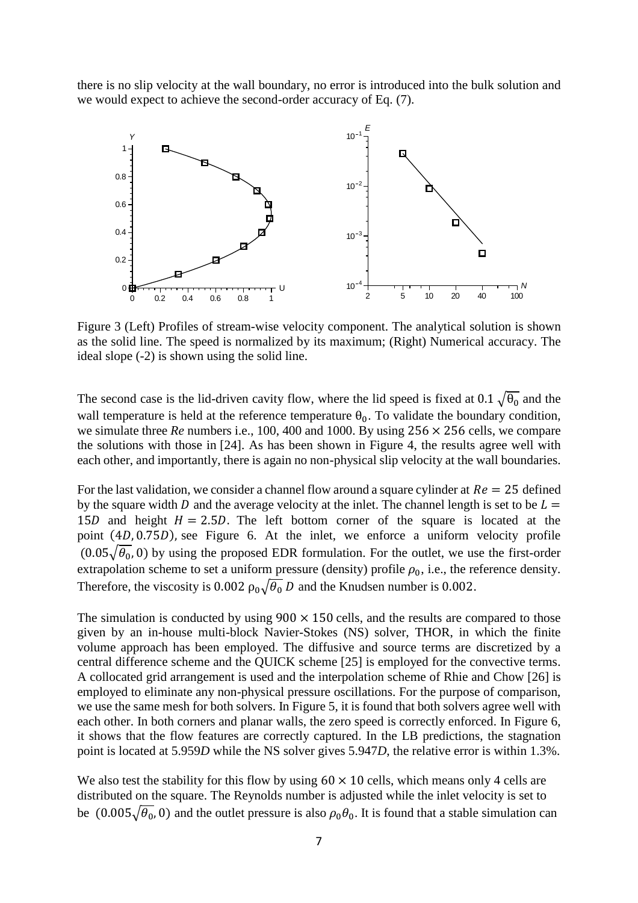there is no slip velocity at the wall boundary, no error is introduced into the bulk solution and we would expect to achieve the second-order accuracy of Eq. (7).

Figure 3 (Left) Profiles of stream-wise velocity component. The analytical solution is shown as the solid line. The speed is normalized by its maximum; (Right) Numerical accuracy. The ideal slope (-2) is shown using the solid line.

The second case is the lid-driven cavity flow, where the lid speed is fixed at $0.1\sqrt{\theta_0}$ and the wall temperature is held at the reference temperature $\theta_0$. To validate the boundary condition, we simulate three *Re* numbers i.e., 100, 400 and 1000. By using $256 \times 256$ cells, we compare the solutions with those in [24]. As has been shown in Figure 4, the results agree well with each other, and importantly, there is again no non-physical slip velocity at the wall boundaries.

For the last validation, we consider a channel flow around a square cylinder at $Re = 25$ defined by the square width $D$ and the average velocity at the inlet. The channel length is set to be $L = 15D$ and height $H = 2.5D$. The left bottom corner of the square is located at the point $(4D, 0.75D)$, see Figure 6. At the inlet, we enforce a uniform velocity profile $(0.05\sqrt{\theta_0}, 0)$ by using the proposed EDR formulation. For the outlet, we use the first-order extrapolation scheme to set a uniform pressure (density) profile $\rho_0$, i.e., the reference density. Therefore, the viscosity is $0.002\,\rho_0\sqrt{\theta_0}\,D$ and the Knudsen number is $0.002$.

The simulation is conducted by using $900 \times 150$ cells, and the results are compared to those given by an in-house multi-block Navier-Stokes (NS) solver, THOR, in which the finite volume approach has been employed. The diffusive and source terms are discretized by a central difference scheme and the QUICK scheme [25] is employed for the convective terms. A collocated grid arrangement is used and the interpolation scheme of Rhie and Chow [26] is employed to eliminate any non-physical pressure oscillations. For the purpose of comparison, we use the same mesh for both solvers. In Figure 5, it is found that both solvers agree well with each other. In both corners and planar walls, the zero speed is correctly enforced. In Figure 6, it shows that the flow features are correctly captured. In the LB predictions, the stagnation point is located at 5.959*D* while the NS solver gives 5.947*D*, the relative error is within 1.3%.

We also test the stability for this flow by using $60 \times 10$ cells, which means only 4 cells are distributed on the square. The Reynolds number is adjusted while the inlet velocity is set to be $(0.005\sqrt{\theta_0}, 0)$ and the outlet pressure is also $\rho_0\theta_0$. It is found that a stable simulation can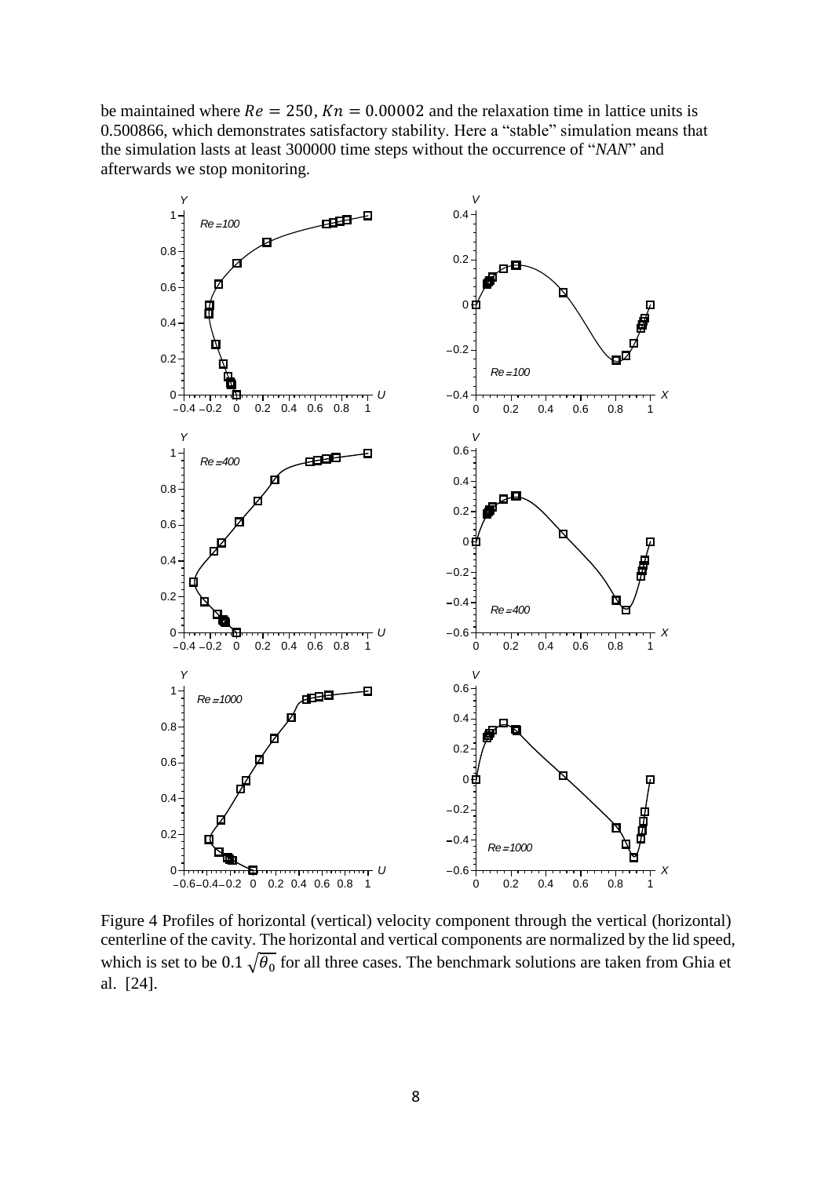be maintained where $Re = 250$, $Kn = 0.00002$ and the relaxation time in lattice units is 0.500866, which demonstrates satisfactory stability. Here a "stable" simulation means that the simulation lasts at least 300000 time steps without the occurrence of "*NAN*" and afterwards we stop monitoring.

Figure 4 Profiles of horizontal (vertical) velocity component through the vertical (horizontal) centerline of the cavity. The horizontal and vertical components are normalized by the lid speed, which is set to be $0.1\sqrt{\theta_0}$ for all three cases. The benchmark solutions are taken from Ghia et al. [24].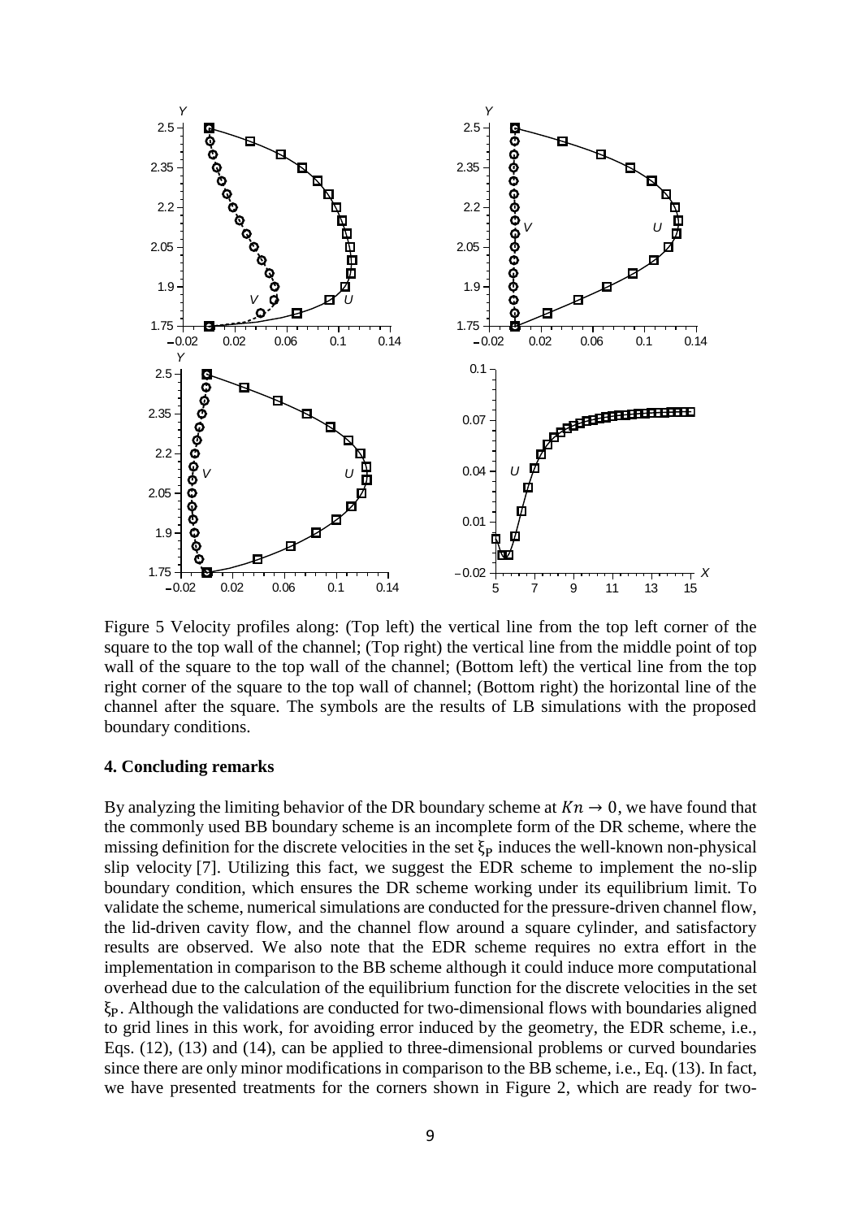Figure 5 Velocity profiles along: (Top left) the vertical line from the top left corner of the square to the top wall of the channel; (Top right) the vertical line from the middle point of top wall of the square to the top wall of the channel; (Bottom left) the vertical line from the top right corner of the square to the top wall of channel; (Bottom right) the horizontal line of the channel after the square. The symbols are the results of LB simulations with the proposed boundary conditions.

**4. Concluding remarks**

By analyzing the limiting behavior of the DR boundary scheme at $Kn \to 0$, we have found that the commonly used BB boundary scheme is an incomplete form of the DR scheme, where the missing definition for the discrete velocities in the set $\xi_P$ induces the well-known non-physical slip velocity [7]. Utilizing this fact, we suggest the EDR scheme to implement the no-slip boundary condition, which ensures the DR scheme working under its equilibrium limit. To validate the scheme, numerical simulations are conducted for the pressure-driven channel flow, the lid-driven cavity flow, and the channel flow around a square cylinder, and satisfactory results are observed. We also note that the EDR scheme requires no extra effort in the implementation in comparison to the BB scheme although it could induce more computational overhead due to the calculation of the equilibrium function for the discrete velocities in the set $\xi_P$. Although the validations are conducted for two-dimensional flows with boundaries aligned to grid lines in this work, for avoiding error induced by the geometry, the EDR scheme, i.e., Eqs. (12), (13) and (14), can be applied to three-dimensional problems or curved boundaries since there are only minor modifications in comparison to the BB scheme, i.e., Eq. (13). In fact, we have presented treatments for the corners shown in Figure 2, which are ready for two-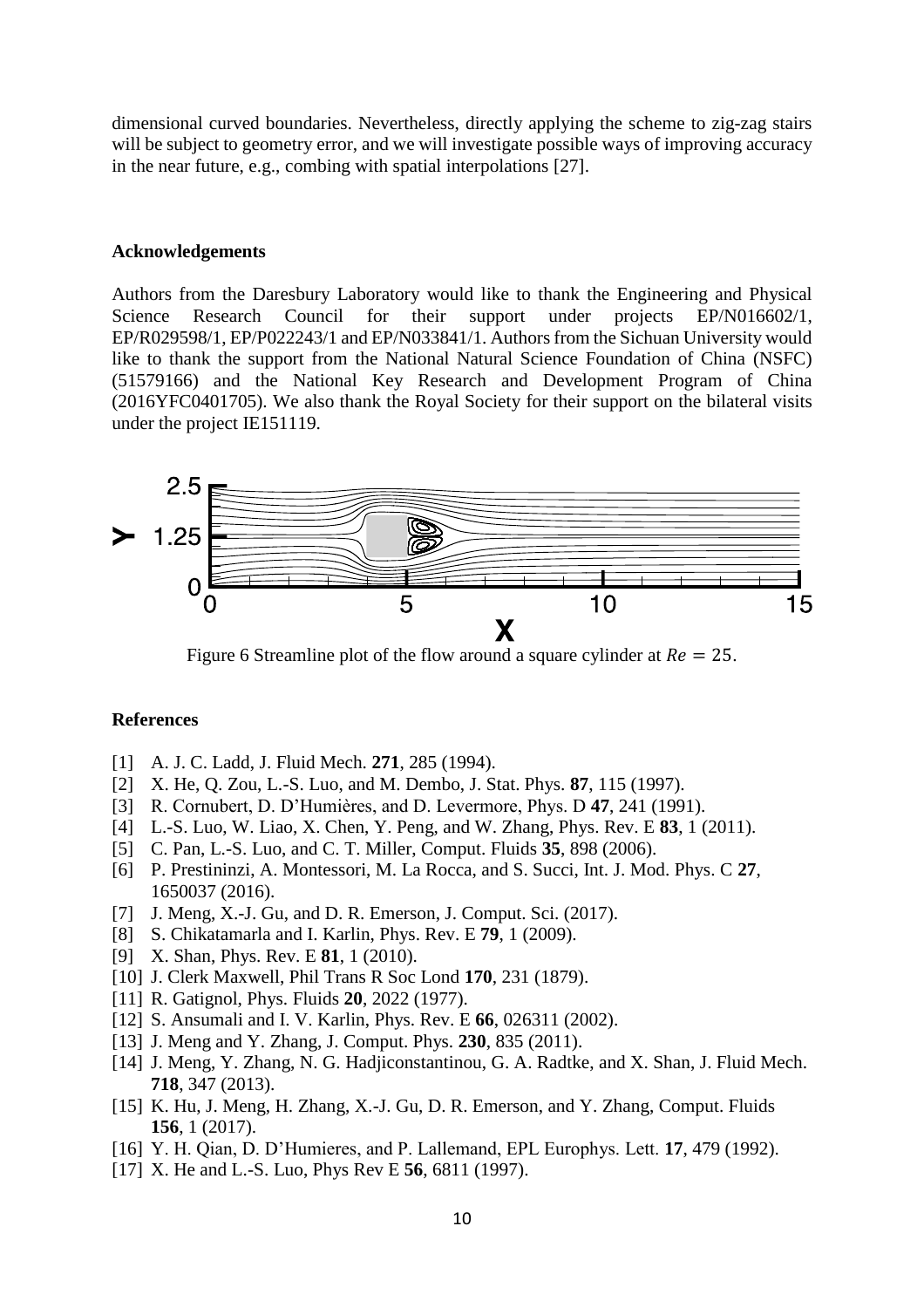dimensional curved boundaries. Nevertheless, directly applying the scheme to zig-zag stairs will be subject to geometry error, and we will investigate possible ways of improving accuracy in the near future, e.g., combing with spatial interpolations [27].

## Acknowledgements

Authors from the Daresbury Laboratory would like to thank the Engineering and Physical Science Research Council for their support under projects EP/N016602/1, EP/R029598/1, EP/P022243/1 and EP/N033841/1. Authors from the Sichuan University would like to thank the support from the National Natural Science Foundation of China (NSFC) (51579166) and the National Key Research and Development Program of China (2016YFC0401705). We also thank the Royal Society for their support on the bilateral visits under the project IE151119.

Figure 6 Streamline plot of the flow around a square cylinder at $Re = 25$.

## References

- [1] A. J. C. Ladd, J. Fluid Mech. **271**, 285 (1994).
- [2] X. He, Q. Zou, L.-S. Luo, and M. Dembo, J. Stat. Phys. **87**, 115 (1997).
- [3] R. Cornubert, D. D'Humières, and D. Levermore, Phys. D **47**, 241 (1991).
- [4] L.-S. Luo, W. Liao, X. Chen, Y. Peng, and W. Zhang, Phys. Rev. E **83**, 1 (2011).
- [5] C. Pan, L.-S. Luo, and C. T. Miller, Comput. Fluids **35**, 898 (2006).
- [6] P. Prestininzi, A. Montessori, M. La Rocca, and S. Succi, Int. J. Mod. Phys. C **27**, 1650037 (2016).
- [7] J. Meng, X.-J. Gu, and D. R. Emerson, J. Comput. Sci. (2017).
- [8] S. Chikatamarla and I. Karlin, Phys. Rev. E **79**, 1 (2009).
- [9] X. Shan, Phys. Rev. E **81**, 1 (2010).
- [10] J. Clerk Maxwell, Phil Trans R Soc Lond **170**, 231 (1879).
- [11] R. Gatignol, Phys. Fluids **20**, 2022 (1977).
- [12] S. Ansumali and I. V. Karlin, Phys. Rev. E **66**, 026311 (2002).
- [13] J. Meng and Y. Zhang, J. Comput. Phys. **230**, 835 (2011).
- [14] J. Meng, Y. Zhang, N. G. Hadjiconstantinou, G. A. Radtke, and X. Shan, J. Fluid Mech. **718**, 347 (2013).
- [15] K. Hu, J. Meng, H. Zhang, X.-J. Gu, D. R. Emerson, and Y. Zhang, Comput. Fluids **156**, 1 (2017).
- [16] Y. H. Qian, D. D'Humieres, and P. Lallemand, EPL Europhys. Lett. **17**, 479 (1992).
- [17] X. He and L.-S. Luo, Phys Rev E **56**, 6811 (1997).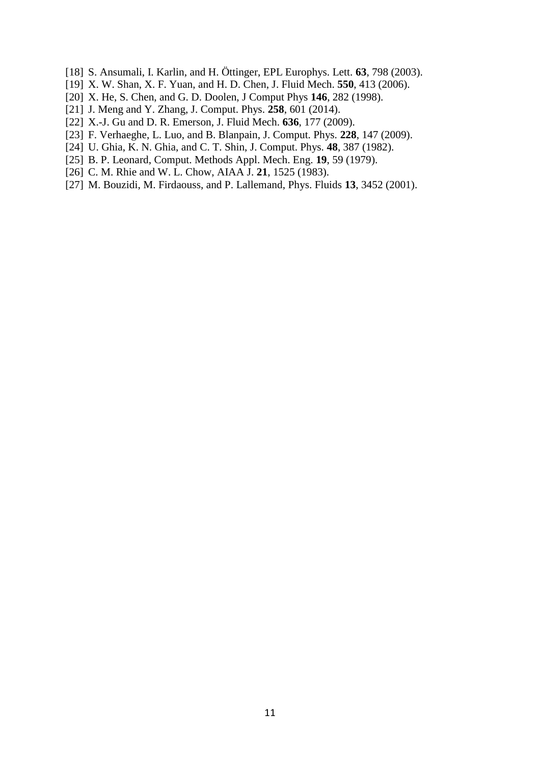[18] S. Ansumali, I. Karlin, and H. Öttinger, EPL Europhys. Lett. **63**, 798 (2003).
[19] X. W. Shan, X. F. Yuan, and H. D. Chen, J. Fluid Mech. **550**, 413 (2006).
[20] X. He, S. Chen, and G. D. Doolen, J Comput Phys **146**, 282 (1998).
[21] J. Meng and Y. Zhang, J. Comput. Phys. **258**, 601 (2014).
[22] X.-J. Gu and D. R. Emerson, J. Fluid Mech. **636**, 177 (2009).
[23] F. Verhaeghe, L. Luo, and B. Blanpain, J. Comput. Phys. **228**, 147 (2009).
[24] U. Ghia, K. N. Ghia, and C. T. Shin, J. Comput. Phys. **48**, 387 (1982).
[25] B. P. Leonard, Comput. Methods Appl. Mech. Eng. **19**, 59 (1979).
[26] C. M. Rhie and W. L. Chow, AIAA J. **21**, 1525 (1983).
[27] M. Bouzidi, M. Firdaouss, and P. Lallemand, Phys. Fluids **13**, 3452 (2001).